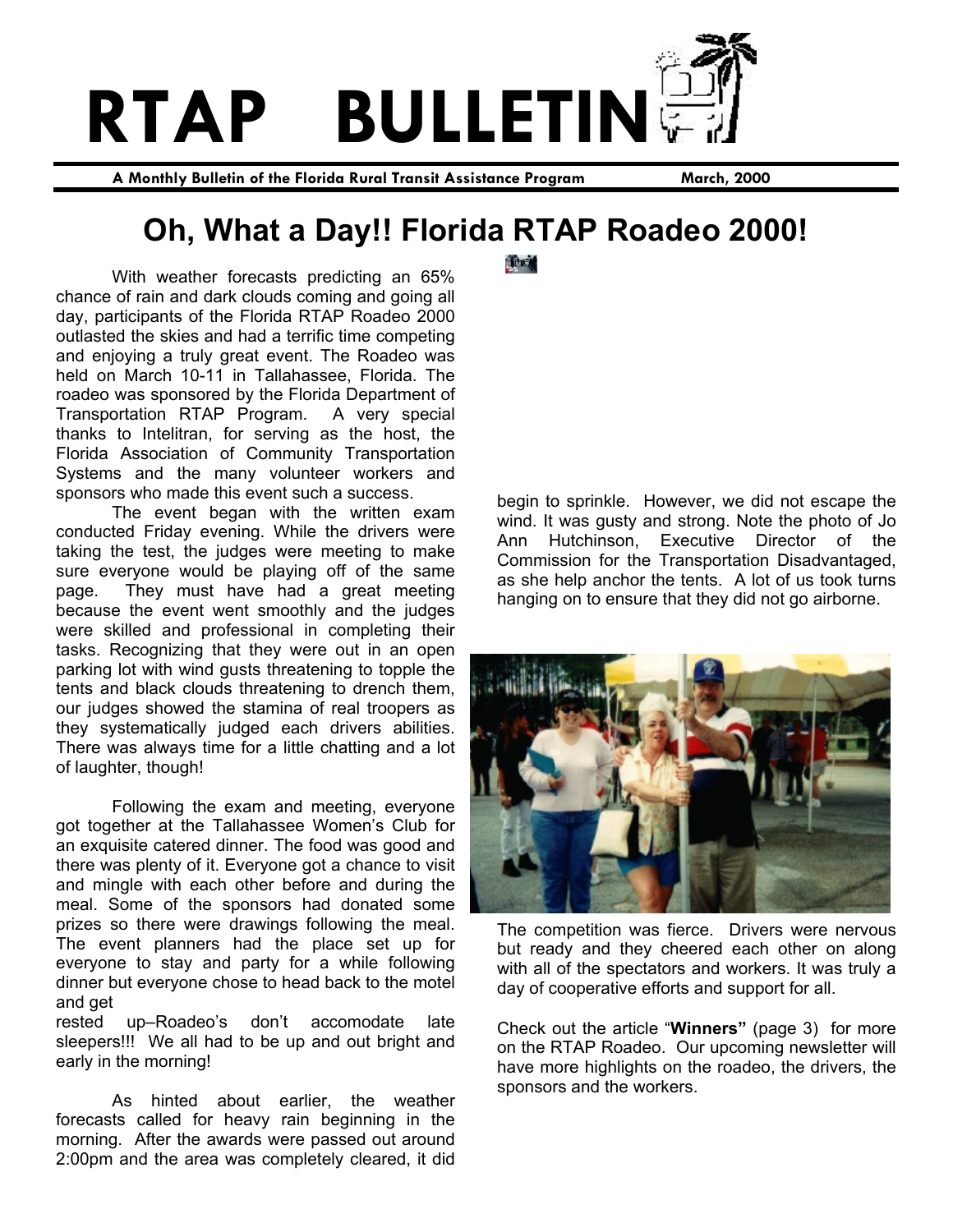# RTAP BULLETIN

**A Monthly Bulletin of the Florida Rural Transit Assistance Program** **March, 2000**

## Oh, What a Day!! Florida RTAP Roadeo 2000!

With weather forecasts predicting an 65% chance of rain and dark clouds coming and going all day, participants of the Florida RTAP Roadeo 2000 outlasted the skies and had a terrific time competing and enjoying a truly great event. The Roadeo was held on March 10-11 in Tallahassee, Florida. The roadeo was sponsored by the Florida Department of Transportation RTAP Program. A very special thanks to Intelitran, for serving as the host, the Florida Association of Community Transportation Systems and the many volunteer workers and sponsors who made this event such a success.

The event began with the written exam conducted Friday evening. While the drivers were taking the test, the judges were meeting to make sure everyone would be playing off of the same page. They must have had a great meeting because the event went smoothly and the judges were skilled and professional in completing their tasks. Recognizing that they were out in an open parking lot with wind gusts threatening to topple the tents and black clouds threatening to drench them, our judges showed the stamina of real troopers as they systematically judged each drivers abilities. There was always time for a little chatting and a lot of laughter, though!

Following the exam and meeting, everyone got together at the Tallahassee Women's Club for an exquisite catered dinner. The food was good and there was plenty of it. Everyone got a chance to visit and mingle with each other before and during the meal. Some of the sponsors had donated some prizes so there were drawings following the meal. The event planners had the place set up for everyone to stay and party for a while following dinner but everyone chose to head back to the motel and get rested up–Roadeo's don't accomodate late sleepers!!! We all had to be up and out bright and early in the morning!

As hinted about earlier, the weather forecasts called for heavy rain beginning in the morning. After the awards were passed out around 2:00pm and the area was completely cleared, it did begin to sprinkle. However, we did not escape the wind. It was gusty and strong. Note the photo of Jo Ann Hutchinson, Executive Director of the Commission for the Transportation Disadvantaged, as she help anchor the tents. A lot of us took turns hanging on to ensure that they did not go airborne.

The competition was fierce. Drivers were nervous but ready and they cheered each other on along with all of the spectators and workers. It was truly a day of cooperative efforts and support for all.

Check out the article "**Winners"** (page 3) for more on the RTAP Roadeo. Our upcoming newsletter will have more highlights on the roadeo, the drivers, the sponsors and the workers.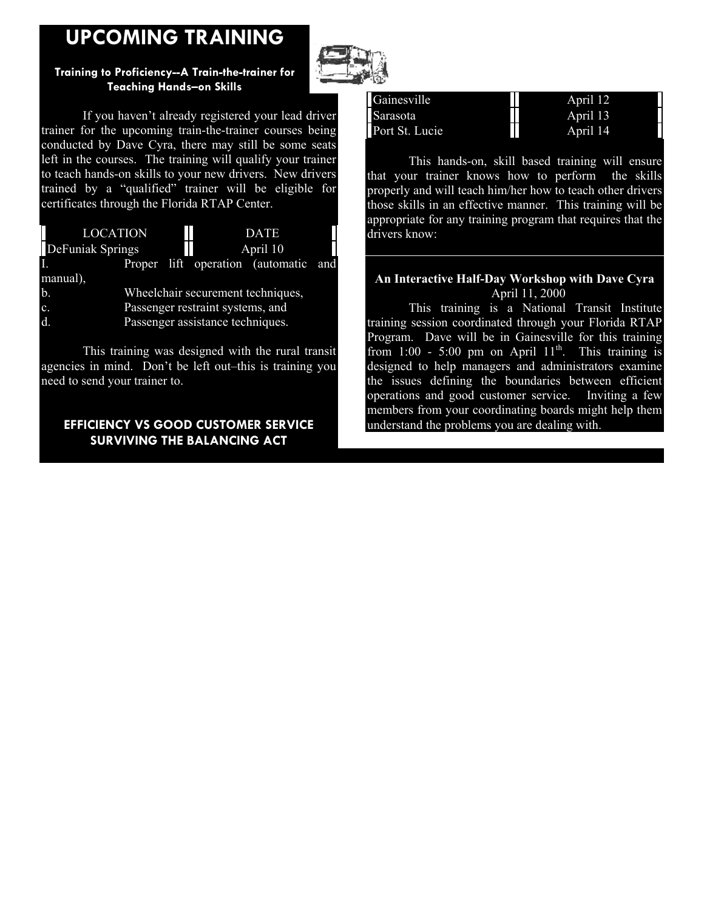# UPCOMING TRAINING

### Training to Proficiency--A Train-the-trainer for Teaching Hands–on Skills

If you haven't already registered your lead driver trainer for the upcoming train-the-trainer courses being conducted by Dave Cyra, there may still be some seats left in the courses. The training will qualify your trainer to teach hands-on skills to your new drivers. New drivers trained by a "qualified" trainer will be eligible for certificates through the Florida RTAP Center.

| LOCATION | DATE |
|---|---|
| DeFuniak Springs | April 10 |
| Gainesville | April 12 |
| Sarasota | April 13 |
| Port St. Lucie | April 14 |

This hands-on, skill based training will ensure that your trainer knows how to perform the skills properly and will teach him/her how to teach other drivers those skills in an effective manner. This training will be appropriate for any training program that requires that the drivers know:

I. Proper lift operation (automatic and manual),
b. Wheelchair securement techniques,
c. Passenger restraint systems, and
d. Passenger assistance techniques.

This training was designed with the rural transit agencies in mind. Don't be left out–this is training you need to send your trainer to.

### EFFICIENCY VS GOOD CUSTOMER SERVICE SURVIVING THE BALANCING ACT

**An Interactive Half-Day Workshop with Dave Cyra**
April 11, 2000

This training is a National Transit Institute training session coordinated through your Florida RTAP Program. Dave will be in Gainesville for this training from 1:00 - 5:00 pm on April 11th. This training is designed to help managers and administrators examine the issues defining the boundaries between efficient operations and good customer service. Inviting a few members from your coordinating boards might help them understand the problems you are dealing with.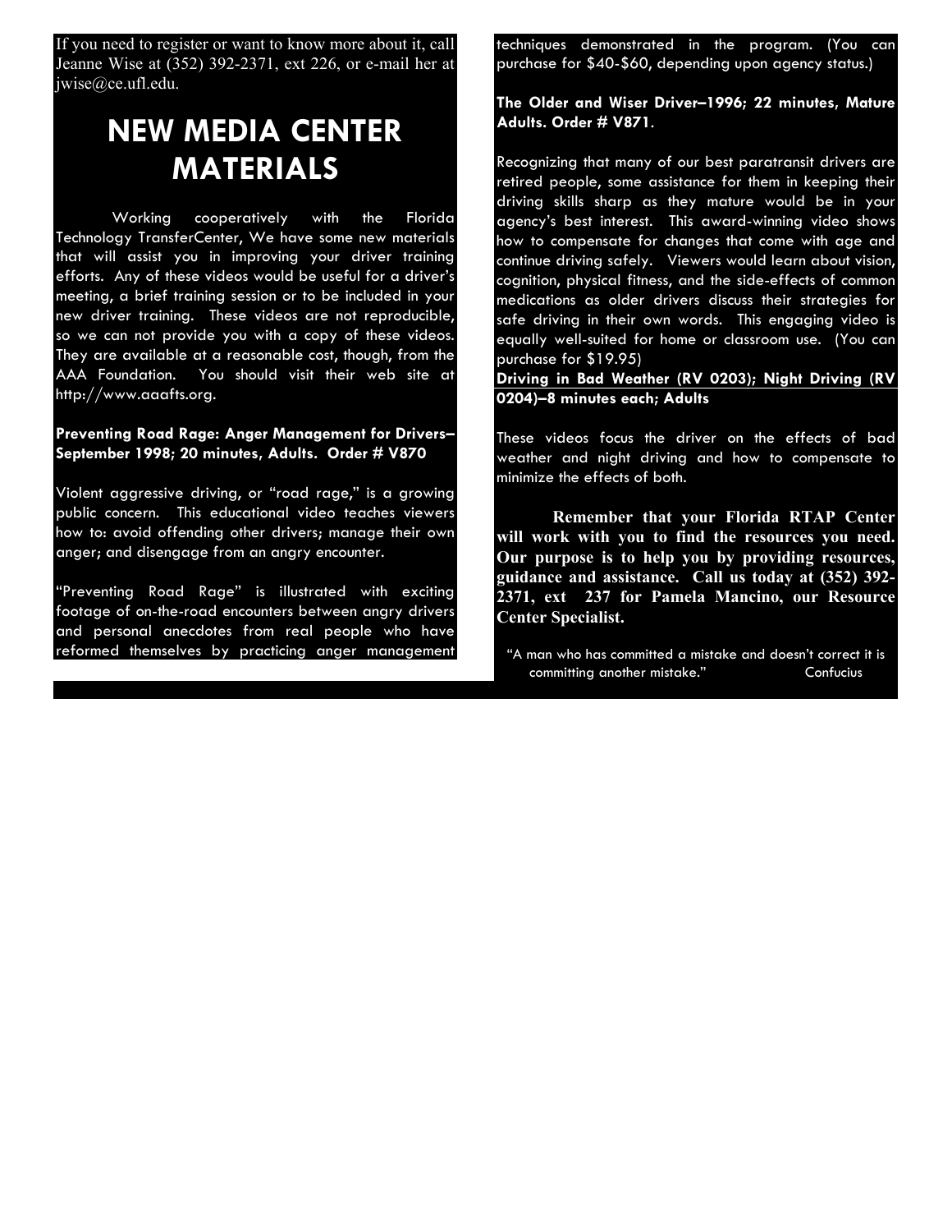If you need to register or want to know more about it, call Jeanne Wise at (352) 392-2371, ext 226, or e-mail her at jwise@ce.ufl.edu.

# NEW MEDIA CENTER MATERIALS

Working cooperatively with the Florida Technology TransferCenter, We have some new materials that will assist you in improving your driver training efforts. Any of these videos would be useful for a driver's meeting, a brief training session or to be included in your new driver training. These videos are not reproducible, so we can not provide you with a copy of these videos. They are available at a reasonable cost, though, from the AAA Foundation. You should visit their web site at http://www.aaafts.org.

**Preventing Road Rage: Anger Management for Drivers–September 1998; 20 minutes, Adults. Order # V870**

Violent aggressive driving, or "road rage," is a growing public concern. This educational video teaches viewers how to: avoid offending other drivers; manage their own anger; and disengage from an angry encounter.

"Preventing Road Rage" is illustrated with exciting footage of on-the-road encounters between angry drivers and personal anecdotes from real people who have reformed themselves by practicing anger management techniques demonstrated in the program. (You can purchase for $40-$60, depending upon agency status.)

**The Older and Wiser Driver–1996; 22 minutes, Mature Adults. Order # V871.**

Recognizing that many of our best paratransit drivers are retired people, some assistance for them in keeping their driving skills sharp as they mature would be in your agency's best interest. This award-winning video shows how to compensate for changes that come with age and continue driving safely. Viewers would learn about vision, cognition, physical fitness, and the side-effects of common medications as older drivers discuss their strategies for safe driving in their own words. This engaging video is equally well-suited for home or classroom use. (You can purchase for $19.95)

**Driving in Bad Weather (RV 0203); Night Driving (RV 0204)–8 minutes each; Adults**

These videos focus the driver on the effects of bad weather and night driving and how to compensate to minimize the effects of both.

**Remember that your Florida RTAP Center will work with you to find the resources you need. Our purpose is to help you by providing resources, guidance and assistance. Call us today at (352) 392-2371, ext 237 for Pamela Mancino, our Resource Center Specialist.**

"A man who has committed a mistake and doesn't correct it is committing another mistake." Confucius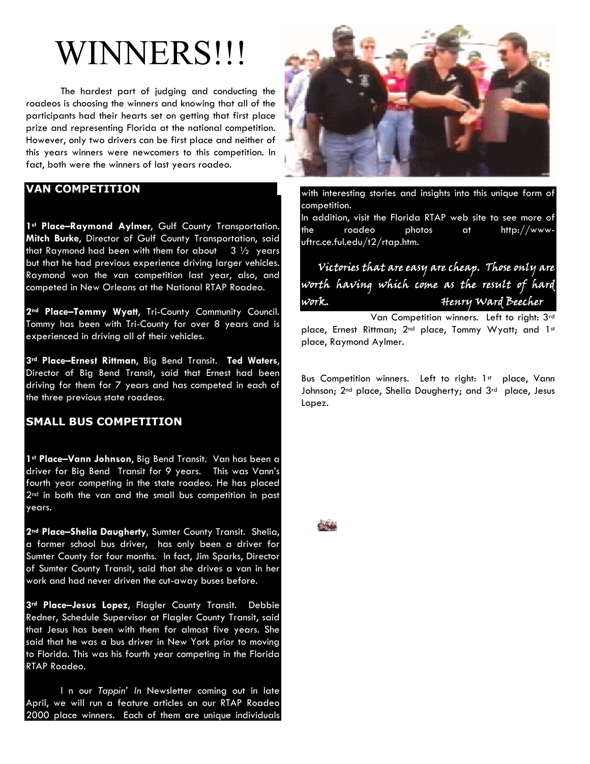# WINNERS!!!

The hardest part of judging and conducting the roadeos is choosing the winners and knowing that all of the participants had their hearts set on getting that first place prize and representing Florida at the national competition. However, only two drivers can be first place and neither of this years winners were newcomers to this competition. In fact, both were the winners of last years roadeo.

## VAN COMPETITION

**1st Place–Raymond Aylmer**, Gulf County Transportation. **Mitch Burke**, Director of Gulf County Transportation, said that Raymond had been with them for about 3 ½ years but that he had previous experience driving larger vehicles. Raymond won the van competition last year, also, and competed in New Orleans at the National RTAP Roadeo.

**2nd Place–Tommy Wyatt**, Tri-County Community Council. Tommy has been with Tri-County for over 8 years and is experienced in driving all of their vehicles.

**3rd Place–Ernest Rittman**, Big Bend Transit. **Ted Waters**, Director of Big Bend Transit, said that Ernest had been driving for them for 7 years and has competed in each of the three previous state roadeos.

## SMALL BUS COMPETITION

**1st Place–Vann Johnson**, Big Bend Transit. Van has been a driver for Big Bend Transit for 9 years. This was Vann's fourth year competing in the state roadeo. He has placed 2nd in both the van and the small bus competition in past years.

**2nd Place–Shelia Daugherty**, Sumter County Transit. Shelia, a former school bus driver, has only been a driver for Sumter County for four months. In fact, Jim Sparks, Director of Sumter County Transit, said that she drives a van in her work and had never driven the cut-away buses before.

**3rd Place–Jesus Lopez**, Flagler County Transit. Debbie Redner, Schedule Supervisor at Flagler County Transit, said that Jesus has been with them for almost five years. She said that he was a bus driver in New York prior to moving to Florida. This was his fourth year competing in the Florida RTAP Roadeo.

In our *Tappin' In* Newsletter coming out in late April, we will run a feature articles on our RTAP Roadeo 2000 place winners. Each of them are unique individuals with interesting stories and insights into this unique form of competition.

In addition, visit the Florida RTAP web site to see more of the roadeo photos at http://www-uftrc.ce.ful.edu/t2/rtap.htm.

*Victories that are easy are cheap. Those only are worth having which come as the result of hard work.* — Henry Ward Beecher

Van Competition winners. Left to right: 3rd place, Ernest Rittman; 2nd place, Tommy Wyatt; and 1st place, Raymond Aylmer.

Bus Competition winners. Left to right: 1st place, Vann Johnson; 2nd place, Shelia Daugherty; and 3rd place, Jesus Lopez.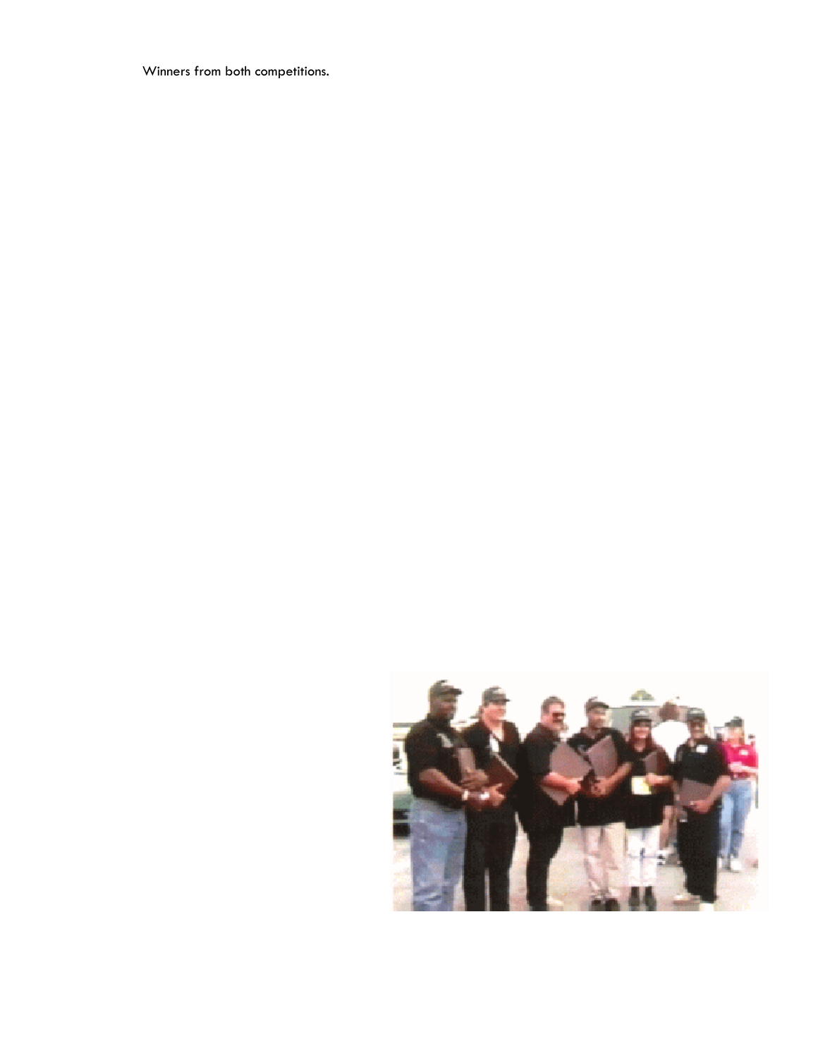Winners from both competitions.